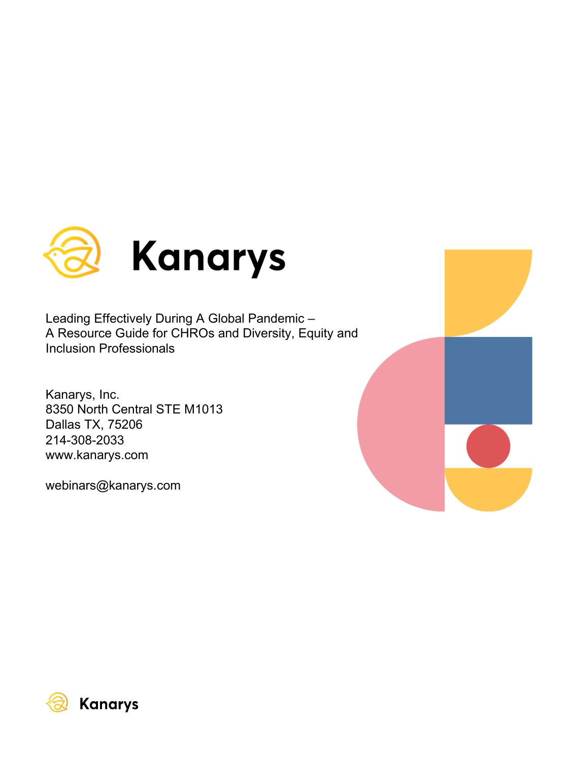# Kanarys

Leading Effectively During A Global Pandemic –
A Resource Guide for CHROs and Diversity, Equity and Inclusion Professionals

Kanarys, Inc.
8350 North Central STE M1013
Dallas TX, 75206
214-308-2033
www.kanarys.com

webinars@kanarys.com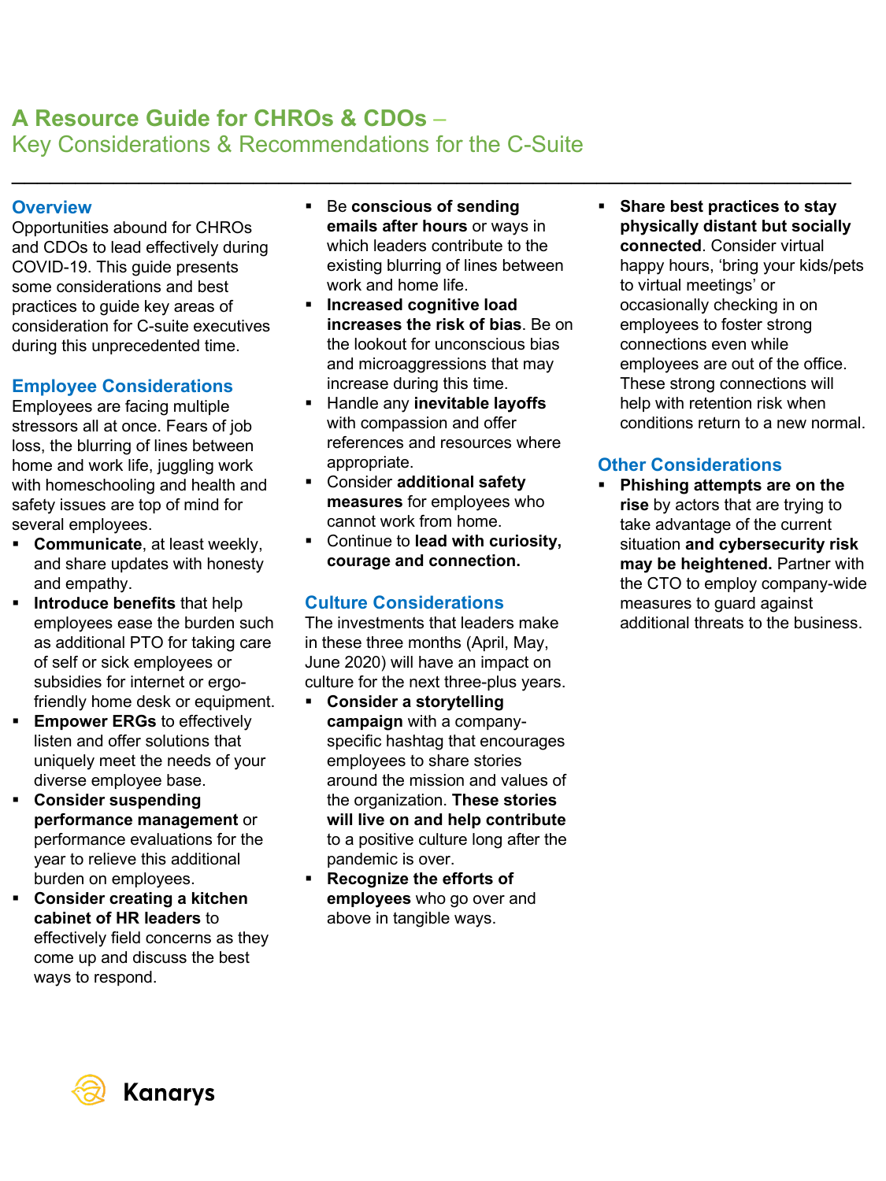# A Resource Guide for CHROs & CDOs –
## Key Considerations & Recommendations for the C-Suite

---

## Overview

Opportunities abound for CHROs and CDOs to lead effectively during COVID-19. This guide presents some considerations and best practices to guide key areas of consideration for C-suite executives during this unprecedented time.

## Employee Considerations

Employees are facing multiple stressors all at once. Fears of job loss, the blurring of lines between home and work life, juggling work with homeschooling and health and safety issues are top of mind for several employees.

- **Communicate**, at least weekly, and share updates with honesty and empathy.
- **Introduce benefits** that help employees ease the burden such as additional PTO for taking care of self or sick employees or subsidies for internet or ergo-friendly home desk or equipment.
- **Empower ERGs** to effectively listen and offer solutions that uniquely meet the needs of your diverse employee base.
- **Consider suspending performance management** or performance evaluations for the year to relieve this additional burden on employees.
- **Consider creating a kitchen cabinet of HR leaders** to effectively field concerns as they come up and discuss the best ways to respond.
- Be **conscious of sending emails after hours** or ways in which leaders contribute to the existing blurring of lines between work and home life.
- **Increased cognitive load increases the risk of bias**. Be on the lookout for unconscious bias and microaggressions that may increase during this time.
- Handle any **inevitable layoffs** with compassion and offer references and resources where appropriate.
- Consider **additional safety measures** for employees who cannot work from home.
- Continue to **lead with curiosity, courage and connection.**

## Culture Considerations

The investments that leaders make in these three months (April, May, June 2020) will have an impact on culture for the next three-plus years.

- **Consider a storytelling campaign** with a company-specific hashtag that encourages employees to share stories around the mission and values of the organization. **These stories will live on and help contribute** to a positive culture long after the pandemic is over.
- **Recognize the efforts of employees** who go over and above in tangible ways.
- **Share best practices to stay physically distant but socially connected**. Consider virtual happy hours, 'bring your kids/pets to virtual meetings' or occasionally checking in on employees to foster strong connections even while employees are out of the office. These strong connections will help with retention risk when conditions return to a new normal.

## Other Considerations

- **Phishing attempts are on the rise** by actors that are trying to take advantage of the current situation **and cybersecurity risk may be heightened.** Partner with the CTO to employ company-wide measures to guard against additional threats to the business.

Kanarys